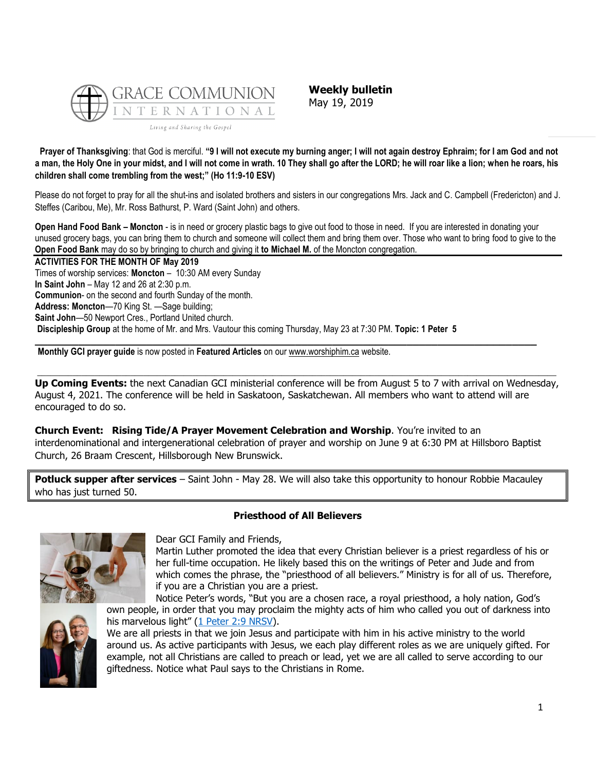GRACE COMMUNION INTERNATIONAL

*Living and Sharing the Gospel*

**Weekly bulletin**
May 19, 2019

**Prayer of Thanksgiving**: that God is merciful. **"9 I will not execute my burning anger; I will not again destroy Ephraim; for I am God and not a man, the Holy One in your midst, and I will not come in wrath. 10 They shall go after the LORD; he will roar like a lion; when he roars, his children shall come trembling from the west;" (Ho 11:9-10 ESV)**

Please do not forget to pray for all the shut-ins and isolated brothers and sisters in our congregations Mrs. Jack and C. Campbell (Fredericton) and J. Steffes (Caribou, Me), Mr. Ross Bathurst, P. Ward (Saint John) and others.

**Open Hand Food Bank – Moncton** - is in need or grocery plastic bags to give out food to those in need. If you are interested in donating your unused grocery bags, you can bring them to church and someone will collect them and bring them over. Those who want to bring food to give to the **Open Food Bank** may do so by bringing to church and giving it **to Michael M.** of the Moncton congregation.

**ACTIVITIES FOR THE MONTH OF May 2019**

Times of worship services: **Moncton** – 10:30 AM every Sunday
**In Saint John** – May 12 and 26 at 2:30 p.m.
**Communion**- on the second and fourth Sunday of the month.
**Address: Moncton**—70 King St. —Sage building;
**Saint John**—50 Newport Cres., Portland United church.
**Discipleship Group** at the home of Mr. and Mrs. Vautour this coming Thursday, May 23 at 7:30 PM. **Topic: 1 Peter 5**

---

**Monthly GCI prayer guide** is now posted in **Featured Articles** on our www.worshiphim.ca website.

---

**Up Coming Events:** the next Canadian GCI ministerial conference will be from August 5 to 7 with arrival on Wednesday, August 4, 2021. The conference will be held in Saskatoon, Saskatchewan. All members who want to attend will are encouraged to do so.

**Church Event: Rising Tide/A Prayer Movement Celebration and Worship**. You're invited to an interdenominational and intergenerational celebration of prayer and worship on June 9 at 6:30 PM at Hillsboro Baptist Church, 26 Braam Crescent, Hillsborough New Brunswick.

**Potluck supper after services** – Saint John - May 28. We will also take this opportunity to honour Robbie Macauley who has just turned 50.

## Priesthood of All Believers

Dear GCI Family and Friends,

Martin Luther promoted the idea that every Christian believer is a priest regardless of his or her full-time occupation. He likely based this on the writings of Peter and Jude and from which comes the phrase, the "priesthood of all believers." Ministry is for all of us. Therefore, if you are a Christian you are a priest.

Notice Peter's words, "But you are a chosen race, a royal priesthood, a holy nation, God's own people, in order that you may proclaim the mighty acts of him who called you out of darkness into his marvelous light" (1 Peter 2:9 NRSV).

We are all priests in that we join Jesus and participate with him in his active ministry to the world around us. As active participants with Jesus, we each play different roles as we are uniquely gifted. For example, not all Christians are called to preach or lead, yet we are all called to serve according to our giftedness. Notice what Paul says to the Christians in Rome.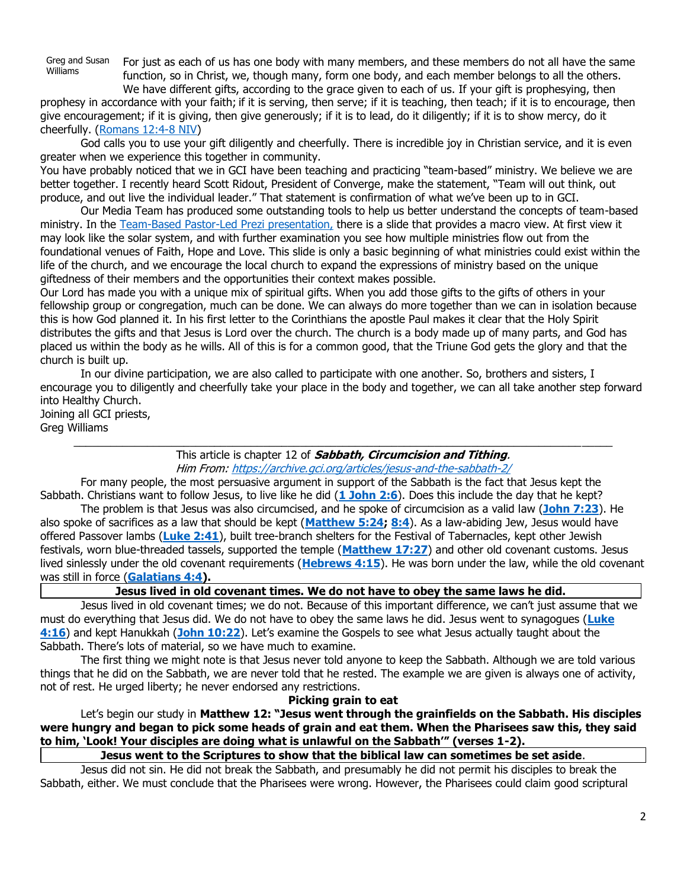Greg and Susan Williams

For just as each of us has one body with many members, and these members do not all have the same function, so in Christ, we, though many, form one body, and each member belongs to all the others. We have different gifts, according to the grace given to each of us. If your gift is prophesying, then prophesy in accordance with your faith; if it is serving, then serve; if it is teaching, then teach; if it is to encourage, then give encouragement; if it is giving, then give generously; if it is to lead, do it diligently; if it is to show mercy, do it cheerfully. ([Romans 12:4-8 NIV](#))

God calls you to use your gift diligently and cheerfully. There is incredible joy in Christian service, and it is even greater when we experience this together in community.

You have probably noticed that we in GCI have been teaching and practicing "team-based" ministry. We believe we are better together. I recently heard Scott Ridout, President of Converge, make the statement, "Team will out think, out produce, and out live the individual leader." That statement is confirmation of what we've been up to in GCI.

Our Media Team has produced some outstanding tools to help us better understand the concepts of team-based ministry. In the [Team-Based Pastor-Led Prezi presentation,](#) there is a slide that provides a macro view. At first view it may look like the solar system, and with further examination you see how multiple ministries flow out from the foundational venues of Faith, Hope and Love. This slide is only a basic beginning of what ministries could exist within the life of the church, and we encourage the local church to expand the expressions of ministry based on the unique giftedness of their members and the opportunities their context makes possible.

Our Lord has made you with a unique mix of spiritual gifts. When you add those gifts to the gifts of others in your fellowship group or congregation, much can be done. We can always do more together than we can in isolation because this is how God planned it. In his first letter to the Corinthians the apostle Paul makes it clear that the Holy Spirit distributes the gifts and that Jesus is Lord over the church. The church is a body made up of many parts, and God has placed us within the body as he wills. All of this is for a common good, that the Triune God gets the glory and that the church is built up.

In our divine participation, we are also called to participate with one another. So, brothers and sisters, I encourage you to diligently and cheerfully take your place in the body and together, we can all take another step forward into Healthy Church.

Joining all GCI priests,
Greg Williams

---

This article is chapter 12 of ***Sabbath, Circumcision and Tithing***.
*Him From: [https://archive.gci.org/articles/jesus-and-the-sabbath-2/](https://archive.gci.org/articles/jesus-and-the-sabbath-2/)*

For many people, the most persuasive argument in support of the Sabbath is the fact that Jesus kept the Sabbath. Christians want to follow Jesus, to live like he did (**[1 John 2:6](#)**). Does this include the day that he kept?

The problem is that Jesus was also circumcised, and he spoke of circumcision as a valid law (**[John 7:23](#)**). He also spoke of sacrifices as a law that should be kept (**[Matthew 5:24](#)**; **[8:4](#)**). As a law-abiding Jew, Jesus would have offered Passover lambs (**[Luke 2:41](#)**), built tree-branch shelters for the Festival of Tabernacles, kept other Jewish festivals, worn blue-threaded tassels, supported the temple (**[Matthew 17:27](#)**) and other old covenant customs. Jesus lived sinlessly under the old covenant requirements (**[Hebrews 4:15](#)**). He was born under the law, while the old covenant was still in force (**[Galatians 4:4](#)**).

**Jesus lived in old covenant times. We do not have to obey the same laws he did.**

Jesus lived in old covenant times; we do not. Because of this important difference, we can't just assume that we must do everything that Jesus did. We do not have to obey the same laws he did. Jesus went to synagogues (**[Luke 4:16](#)**) and kept Hanukkah (**[John 10:22](#)**). Let's examine the Gospels to see what Jesus actually taught about the Sabbath. There's lots of material, so we have much to examine.

The first thing we might note is that Jesus never told anyone to keep the Sabbath. Although we are told various things that he did on the Sabbath, we are never told that he rested. The example we are given is always one of activity, not of rest. He urged liberty; he never endorsed any restrictions.

**Picking grain to eat**

Let's begin our study in **Matthew 12: "Jesus went through the grainfields on the Sabbath. His disciples were hungry and began to pick some heads of grain and eat them. When the Pharisees saw this, they said to him, 'Look! Your disciples are doing what is unlawful on the Sabbath'" (verses 1-2).**

**Jesus went to the Scriptures to show that the biblical law can sometimes be set aside**.

Jesus did not sin. He did not break the Sabbath, and presumably he did not permit his disciples to break the Sabbath, either. We must conclude that the Pharisees were wrong. However, the Pharisees could claim good scriptural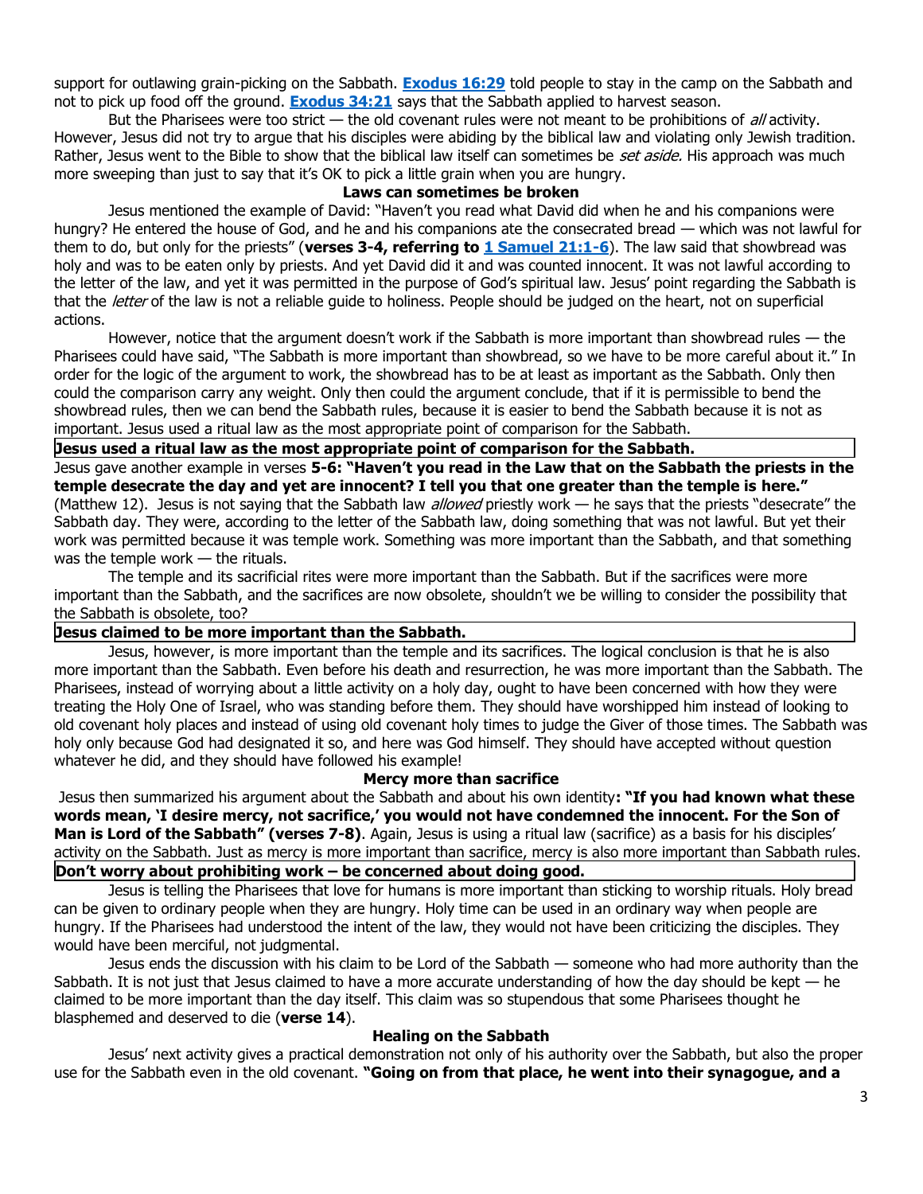support for outlawing grain-picking on the Sabbath. **Exodus 16:29** told people to stay in the camp on the Sabbath and not to pick up food off the ground. **Exodus 34:21** says that the Sabbath applied to harvest season.

But the Pharisees were too strict — the old covenant rules were not meant to be prohibitions of *all* activity. However, Jesus did not try to argue that his disciples were abiding by the biblical law and violating only Jewish tradition. Rather, Jesus went to the Bible to show that the biblical law itself can sometimes be *set aside.* His approach was much more sweeping than just to say that it's OK to pick a little grain when you are hungry.

### Laws can sometimes be broken

Jesus mentioned the example of David: "Haven't you read what David did when he and his companions were hungry? He entered the house of God, and he and his companions ate the consecrated bread — which was not lawful for them to do, but only for the priests" (**verses 3-4, referring to 1 Samuel 21:1-6**). The law said that showbread was holy and was to be eaten only by priests. And yet David did it and was counted innocent. It was not lawful according to the letter of the law, and yet it was permitted in the purpose of God's spiritual law. Jesus' point regarding the Sabbath is that the *letter* of the law is not a reliable guide to holiness. People should be judged on the heart, not on superficial actions.

However, notice that the argument doesn't work if the Sabbath is more important than showbread rules — the Pharisees could have said, "The Sabbath is more important than showbread, so we have to be more careful about it." In order for the logic of the argument to work, the showbread has to be at least as important as the Sabbath. Only then could the comparison carry any weight. Only then could the argument conclude, that if it is permissible to bend the showbread rules, then we can bend the Sabbath rules, because it is easier to bend the Sabbath because it is not as important. Jesus used a ritual law as the most appropriate point of comparison for the Sabbath.

**Jesus used a ritual law as the most appropriate point of comparison for the Sabbath.**

Jesus gave another example in verses **5-6: "Haven't you read in the Law that on the Sabbath the priests in the temple desecrate the day and yet are innocent? I tell you that one greater than the temple is here."** (Matthew 12). Jesus is not saying that the Sabbath law *allowed* priestly work — he says that the priests "desecrate" the Sabbath day. They were, according to the letter of the Sabbath law, doing something that was not lawful. But yet their work was permitted because it was temple work. Something was more important than the Sabbath, and that something was the temple work — the rituals.

The temple and its sacrificial rites were more important than the Sabbath. But if the sacrifices were more important than the Sabbath, and the sacrifices are now obsolete, shouldn't we be willing to consider the possibility that the Sabbath is obsolete, too?

**Jesus claimed to be more important than the Sabbath.**

Jesus, however, is more important than the temple and its sacrifices. The logical conclusion is that he is also more important than the Sabbath. Even before his death and resurrection, he was more important than the Sabbath. The Pharisees, instead of worrying about a little activity on a holy day, ought to have been concerned with how they were treating the Holy One of Israel, who was standing before them. They should have worshipped him instead of looking to old covenant holy places and instead of using old covenant holy times to judge the Giver of those times. The Sabbath was holy only because God had designated it so, and here was God himself. They should have accepted without question whatever he did, and they should have followed his example!

### Mercy more than sacrifice

Jesus then summarized his argument about the Sabbath and about his own identity**: "If you had known what these words mean, 'I desire mercy, not sacrifice,' you would not have condemned the innocent. For the Son of Man is Lord of the Sabbath" (verses 7-8)**. Again, Jesus is using a ritual law (sacrifice) as a basis for his disciples' activity on the Sabbath. Just as mercy is more important than sacrifice, mercy is also more important than Sabbath rules.

**Don't worry about prohibiting work – be concerned about doing good.**

Jesus is telling the Pharisees that love for humans is more important than sticking to worship rituals. Holy bread can be given to ordinary people when they are hungry. Holy time can be used in an ordinary way when people are hungry. If the Pharisees had understood the intent of the law, they would not have been criticizing the disciples. They would have been merciful, not judgmental.

Jesus ends the discussion with his claim to be Lord of the Sabbath — someone who had more authority than the Sabbath. It is not just that Jesus claimed to have a more accurate understanding of how the day should be kept — he claimed to be more important than the day itself. This claim was so stupendous that some Pharisees thought he blasphemed and deserved to die (**verse 14**).

### Healing on the Sabbath

Jesus' next activity gives a practical demonstration not only of his authority over the Sabbath, but also the proper use for the Sabbath even in the old covenant. **"Going on from that place, he went into their synagogue, and a**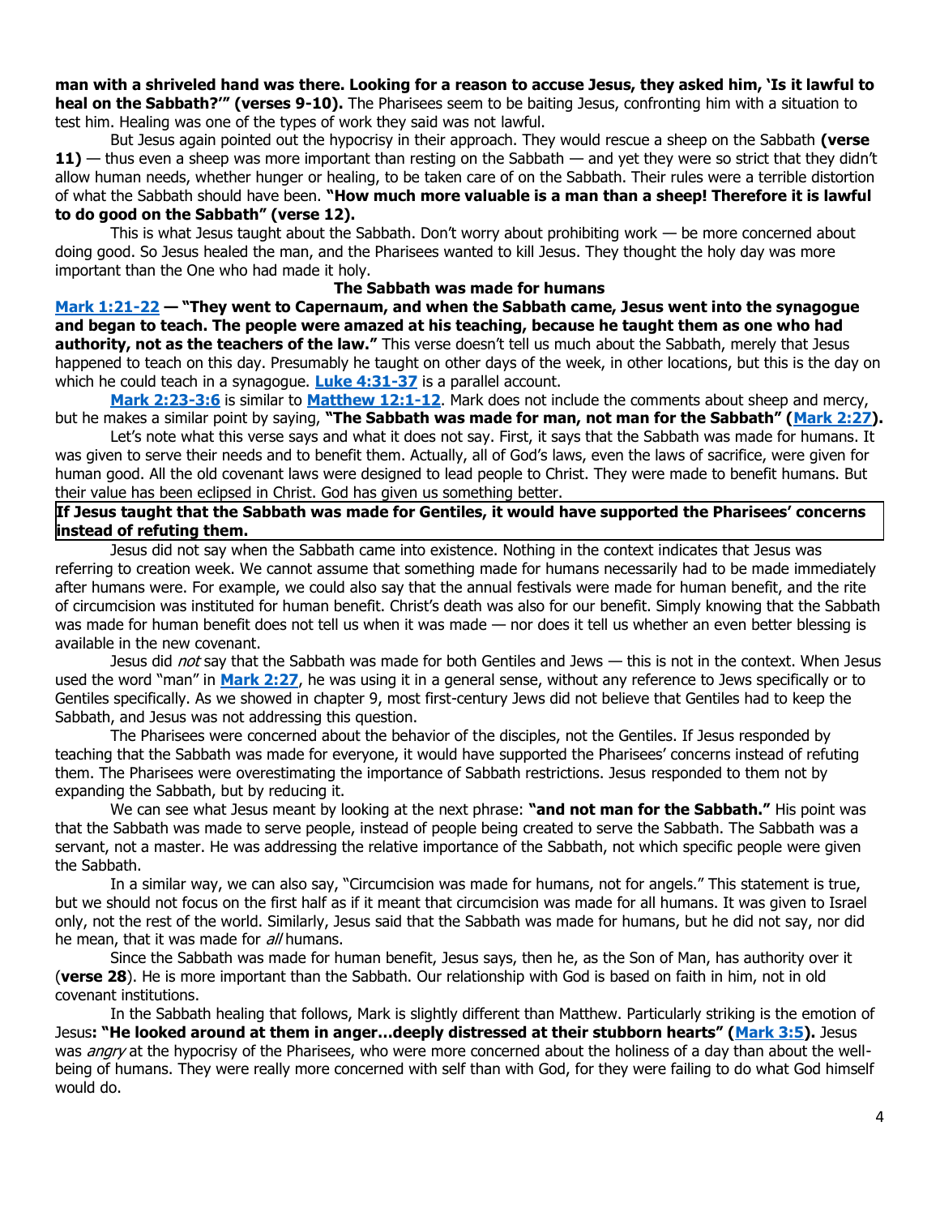**man with a shriveled hand was there. Looking for a reason to accuse Jesus, they asked him, 'Is it lawful to heal on the Sabbath?'" (verses 9-10).** The Pharisees seem to be baiting Jesus, confronting him with a situation to test him. Healing was one of the types of work they said was not lawful.

But Jesus again pointed out the hypocrisy in their approach. They would rescue a sheep on the Sabbath **(verse 11)** — thus even a sheep was more important than resting on the Sabbath — and yet they were so strict that they didn't allow human needs, whether hunger or healing, to be taken care of on the Sabbath. Their rules were a terrible distortion of what the Sabbath should have been. **"How much more valuable is a man than a sheep! Therefore it is lawful to do good on the Sabbath" (verse 12).**

This is what Jesus taught about the Sabbath. Don't worry about prohibiting work — be more concerned about doing good. So Jesus healed the man, and the Pharisees wanted to kill Jesus. They thought the holy day was more important than the One who had made it holy.

### The Sabbath was made for humans

**Mark 1:21-22 — "They went to Capernaum, and when the Sabbath came, Jesus went into the synagogue and began to teach. The people were amazed at his teaching, because he taught them as one who had authority, not as the teachers of the law."** This verse doesn't tell us much about the Sabbath, merely that Jesus happened to teach on this day. Presumably he taught on other days of the week, in other locations, but this is the day on which he could teach in a synagogue. **Luke 4:31-37** is a parallel account.

**Mark 2:23-3:6** is similar to **Matthew 12:1-12**. Mark does not include the comments about sheep and mercy, but he makes a similar point by saying, **"The Sabbath was made for man, not man for the Sabbath" (Mark 2:27).**

Let's note what this verse says and what it does not say. First, it says that the Sabbath was made for humans. It was given to serve their needs and to benefit them. Actually, all of God's laws, even the laws of sacrifice, were given for human good. All the old covenant laws were designed to lead people to Christ. They were made to benefit humans. But their value has been eclipsed in Christ. God has given us something better.

**If Jesus taught that the Sabbath was made for Gentiles, it would have supported the Pharisees' concerns instead of refuting them.**

Jesus did not say when the Sabbath came into existence. Nothing in the context indicates that Jesus was referring to creation week. We cannot assume that something made for humans necessarily had to be made immediately after humans were. For example, we could also say that the annual festivals were made for human benefit, and the rite of circumcision was instituted for human benefit. Christ's death was also for our benefit. Simply knowing that the Sabbath was made for human benefit does not tell us when it was made — nor does it tell us whether an even better blessing is available in the new covenant.

Jesus did *not* say that the Sabbath was made for both Gentiles and Jews — this is not in the context. When Jesus used the word "man" in **Mark 2:27**, he was using it in a general sense, without any reference to Jews specifically or to Gentiles specifically. As we showed in chapter 9, most first-century Jews did not believe that Gentiles had to keep the Sabbath, and Jesus was not addressing this question.

The Pharisees were concerned about the behavior of the disciples, not the Gentiles. If Jesus responded by teaching that the Sabbath was made for everyone, it would have supported the Pharisees' concerns instead of refuting them. The Pharisees were overestimating the importance of Sabbath restrictions. Jesus responded to them not by expanding the Sabbath, but by reducing it.

We can see what Jesus meant by looking at the next phrase: **"and not man for the Sabbath."** His point was that the Sabbath was made to serve people, instead of people being created to serve the Sabbath. The Sabbath was a servant, not a master. He was addressing the relative importance of the Sabbath, not which specific people were given the Sabbath.

In a similar way, we can also say, "Circumcision was made for humans, not for angels." This statement is true, but we should not focus on the first half as if it meant that circumcision was made for all humans. It was given to Israel only, not the rest of the world. Similarly, Jesus said that the Sabbath was made for humans, but he did not say, nor did he mean, that it was made for *all* humans.

Since the Sabbath was made for human benefit, Jesus says, then he, as the Son of Man, has authority over it (**verse 28**). He is more important than the Sabbath. Our relationship with God is based on faith in him, not in old covenant institutions.

In the Sabbath healing that follows, Mark is slightly different than Matthew. Particularly striking is the emotion of Jesus**: "He looked around at them in anger…deeply distressed at their stubborn hearts" (Mark 3:5).** Jesus was *angry* at the hypocrisy of the Pharisees, who were more concerned about the holiness of a day than about the well-being of humans. They were really more concerned with self than with God, for they were failing to do what God himself would do.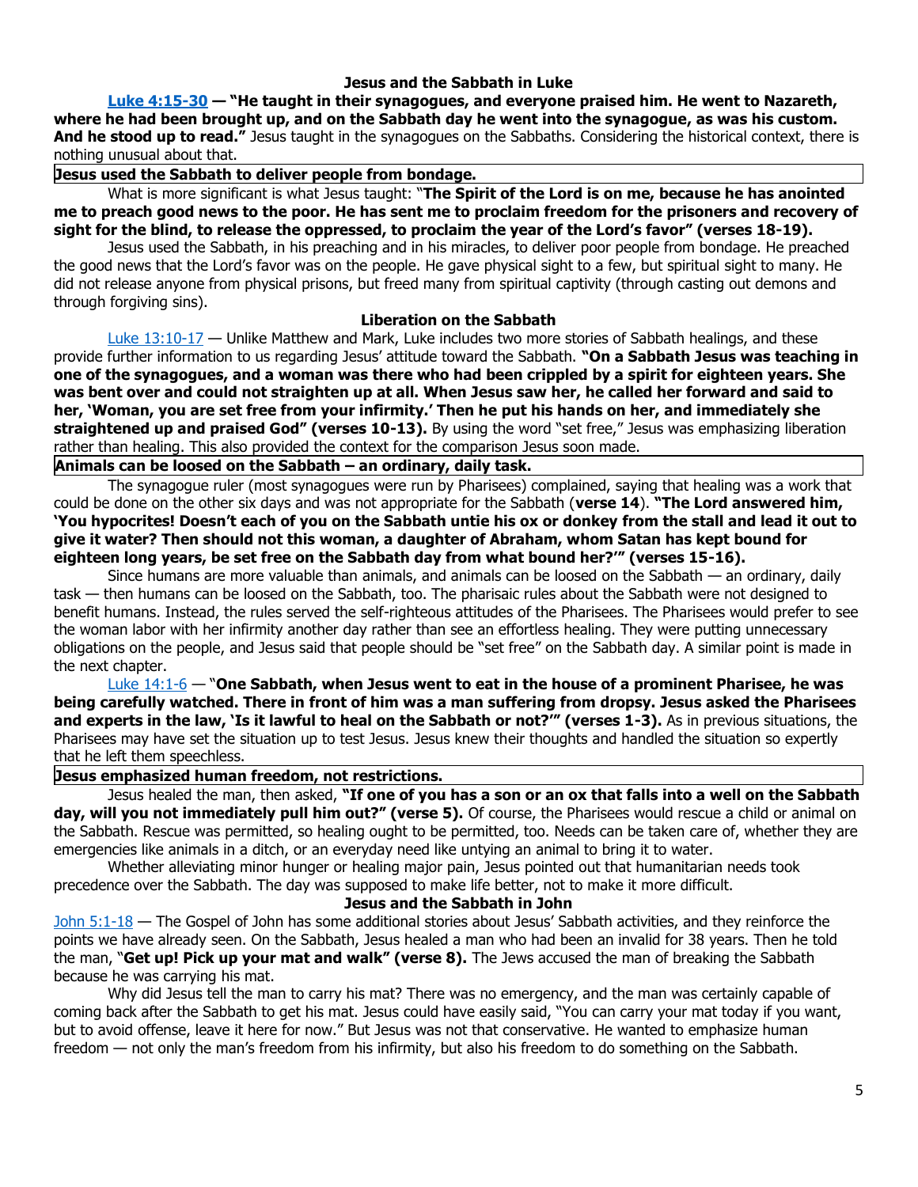## Jesus and the Sabbath in Luke

[Luke 4:15-30](#) **— "He taught in their synagogues, and everyone praised him. He went to Nazareth, where he had been brought up, and on the Sabbath day he went into the synagogue, as was his custom. And he stood up to read."** Jesus taught in the synagogues on the Sabbaths. Considering the historical context, there is nothing unusual about that.

**Jesus used the Sabbath to deliver people from bondage.**

What is more significant is what Jesus taught: "**The Spirit of the Lord is on me, because he has anointed me to preach good news to the poor. He has sent me to proclaim freedom for the prisoners and recovery of sight for the blind, to release the oppressed, to proclaim the year of the Lord's favor" (verses 18-19).**

Jesus used the Sabbath, in his preaching and in his miracles, to deliver poor people from bondage. He preached the good news that the Lord's favor was on the people. He gave physical sight to a few, but spiritual sight to many. He did not release anyone from physical prisons, but freed many from spiritual captivity (through casting out demons and through forgiving sins).

### Liberation on the Sabbath

[Luke 13:10-17](#) — Unlike Matthew and Mark, Luke includes two more stories of Sabbath healings, and these provide further information to us regarding Jesus' attitude toward the Sabbath. **"On a Sabbath Jesus was teaching in one of the synagogues, and a woman was there who had been crippled by a spirit for eighteen years. She was bent over and could not straighten up at all. When Jesus saw her, he called her forward and said to her, 'Woman, you are set free from your infirmity.' Then he put his hands on her, and immediately she straightened up and praised God" (verses 10-13).** By using the word "set free," Jesus was emphasizing liberation rather than healing. This also provided the context for the comparison Jesus soon made.

**Animals can be loosed on the Sabbath – an ordinary, daily task.**

The synagogue ruler (most synagogues were run by Pharisees) complained, saying that healing was a work that could be done on the other six days and was not appropriate for the Sabbath (**verse 14**). **"The Lord answered him, 'You hypocrites! Doesn't each of you on the Sabbath untie his ox or donkey from the stall and lead it out to give it water? Then should not this woman, a daughter of Abraham, whom Satan has kept bound for eighteen long years, be set free on the Sabbath day from what bound her?'" (verses 15-16).**

Since humans are more valuable than animals, and animals can be loosed on the Sabbath — an ordinary, daily task — then humans can be loosed on the Sabbath, too. The pharisaic rules about the Sabbath were not designed to benefit humans. Instead, the rules served the self-righteous attitudes of the Pharisees. The Pharisees would prefer to see the woman labor with her infirmity another day rather than see an effortless healing. They were putting unnecessary obligations on the people, and Jesus said that people should be "set free" on the Sabbath day. A similar point is made in the next chapter.

[Luke 14:1-6](#) — "**One Sabbath, when Jesus went to eat in the house of a prominent Pharisee, he was being carefully watched. There in front of him was a man suffering from dropsy. Jesus asked the Pharisees and experts in the law, 'Is it lawful to heal on the Sabbath or not?'" (verses 1-3).** As in previous situations, the Pharisees may have set the situation up to test Jesus. Jesus knew their thoughts and handled the situation so expertly that he left them speechless.

**Jesus emphasized human freedom, not restrictions.**

Jesus healed the man, then asked, **"If one of you has a son or an ox that falls into a well on the Sabbath day, will you not immediately pull him out?" (verse 5).** Of course, the Pharisees would rescue a child or animal on the Sabbath. Rescue was permitted, so healing ought to be permitted, too. Needs can be taken care of, whether they are emergencies like animals in a ditch, or an everyday need like untying an animal to bring it to water.

Whether alleviating minor hunger or healing major pain, Jesus pointed out that humanitarian needs took precedence over the Sabbath. The day was supposed to make life better, not to make it more difficult.

## Jesus and the Sabbath in John

[John 5:1-18](#) — The Gospel of John has some additional stories about Jesus' Sabbath activities, and they reinforce the points we have already seen. On the Sabbath, Jesus healed a man who had been an invalid for 38 years. Then he told the man, "**Get up! Pick up your mat and walk" (verse 8).** The Jews accused the man of breaking the Sabbath because he was carrying his mat.

Why did Jesus tell the man to carry his mat? There was no emergency, and the man was certainly capable of coming back after the Sabbath to get his mat. Jesus could have easily said, "You can carry your mat today if you want, but to avoid offense, leave it here for now." But Jesus was not that conservative. He wanted to emphasize human freedom — not only the man's freedom from his infirmity, but also his freedom to do something on the Sabbath.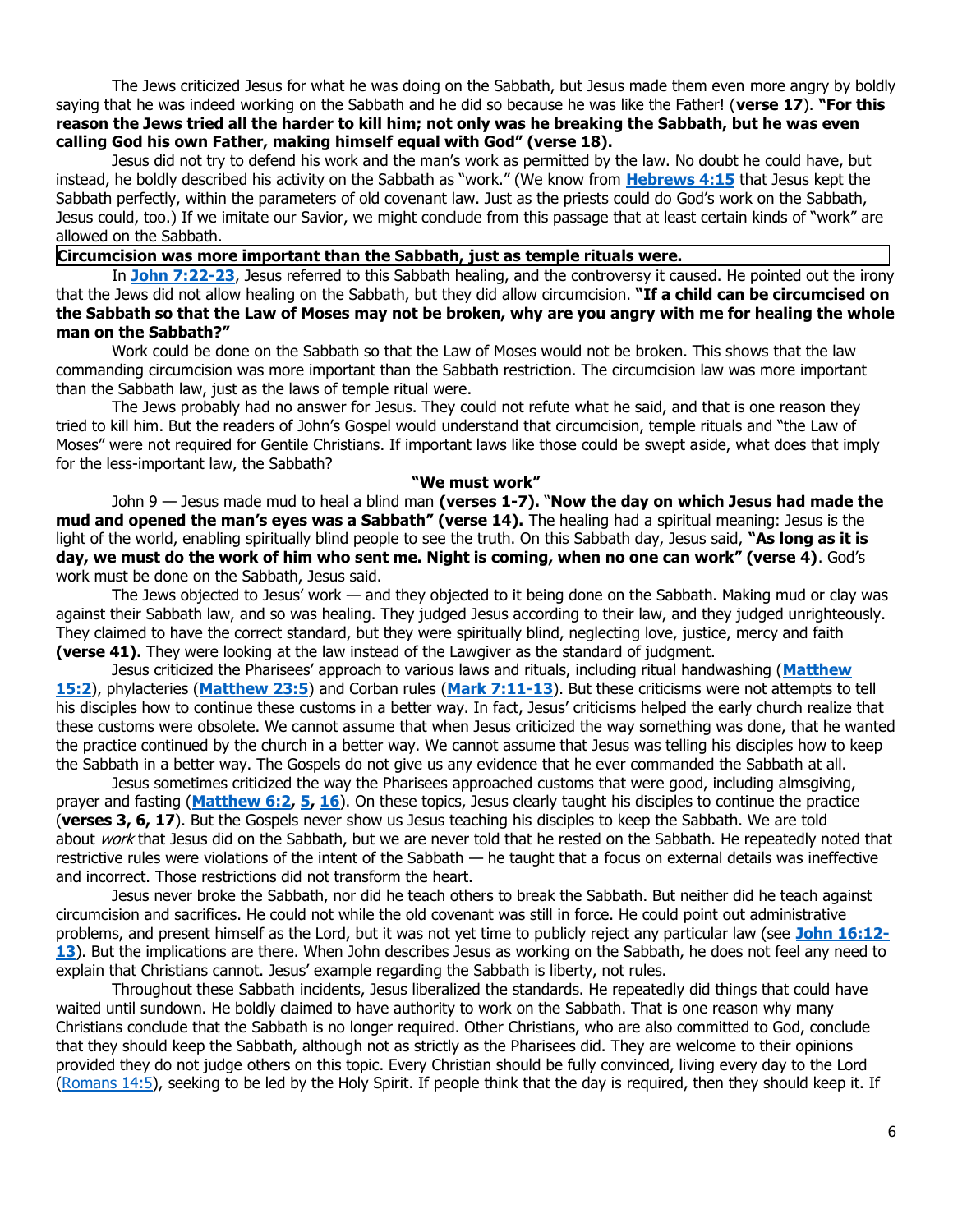The Jews criticized Jesus for what he was doing on the Sabbath, but Jesus made them even more angry by boldly saying that he was indeed working on the Sabbath and he did so because he was like the Father! (**verse 17**). **"For this reason the Jews tried all the harder to kill him; not only was he breaking the Sabbath, but he was even calling God his own Father, making himself equal with God" (verse 18).**

Jesus did not try to defend his work and the man's work as permitted by the law. No doubt he could have, but instead, he boldly described his activity on the Sabbath as "work." (We know from **Hebrews 4:15** that Jesus kept the Sabbath perfectly, within the parameters of old covenant law. Just as the priests could do God's work on the Sabbath, Jesus could, too.) If we imitate our Savior, we might conclude from this passage that at least certain kinds of "work" are allowed on the Sabbath.

**Circumcision was more important than the Sabbath, just as temple rituals were.**

In **John 7:22-23**, Jesus referred to this Sabbath healing, and the controversy it caused. He pointed out the irony that the Jews did not allow healing on the Sabbath, but they did allow circumcision. **"If a child can be circumcised on the Sabbath so that the Law of Moses may not be broken, why are you angry with me for healing the whole man on the Sabbath?"**

Work could be done on the Sabbath so that the Law of Moses would not be broken. This shows that the law commanding circumcision was more important than the Sabbath restriction. The circumcision law was more important than the Sabbath law, just as the laws of temple ritual were.

The Jews probably had no answer for Jesus. They could not refute what he said, and that is one reason they tried to kill him. But the readers of John's Gospel would understand that circumcision, temple rituals and "the Law of Moses" were not required for Gentile Christians. If important laws like those could be swept aside, what does that imply for the less-important law, the Sabbath?

**"We must work"**

John 9 — Jesus made mud to heal a blind man **(verses 1-7).** "**Now the day on which Jesus had made the mud and opened the man's eyes was a Sabbath" (verse 14).** The healing had a spiritual meaning: Jesus is the light of the world, enabling spiritually blind people to see the truth. On this Sabbath day, Jesus said, **"As long as it is day, we must do the work of him who sent me. Night is coming, when no one can work" (verse 4)**. God's work must be done on the Sabbath, Jesus said.

The Jews objected to Jesus' work — and they objected to it being done on the Sabbath. Making mud or clay was against their Sabbath law, and so was healing. They judged Jesus according to their law, and they judged unrighteously. They claimed to have the correct standard, but they were spiritually blind, neglecting love, justice, mercy and faith **(verse 41).** They were looking at the law instead of the Lawgiver as the standard of judgment.

Jesus criticized the Pharisees' approach to various laws and rituals, including ritual handwashing (**Matthew 15:2**), phylacteries (**Matthew 23:5**) and Corban rules (**Mark 7:11-13**). But these criticisms were not attempts to tell his disciples how to continue these customs in a better way. In fact, Jesus' criticisms helped the early church realize that these customs were obsolete. We cannot assume that when Jesus criticized the way something was done, that he wanted the practice continued by the church in a better way. We cannot assume that Jesus was telling his disciples how to keep the Sabbath in a better way. The Gospels do not give us any evidence that he ever commanded the Sabbath at all.

Jesus sometimes criticized the way the Pharisees approached customs that were good, including almsgiving, prayer and fasting (**Matthew 6:2, 5, 16**). On these topics, Jesus clearly taught his disciples to continue the practice (**verses 3, 6, 17**). But the Gospels never show us Jesus teaching his disciples to keep the Sabbath. We are told about *work* that Jesus did on the Sabbath, but we are never told that he rested on the Sabbath. He repeatedly noted that restrictive rules were violations of the intent of the Sabbath — he taught that a focus on external details was ineffective and incorrect. Those restrictions did not transform the heart.

Jesus never broke the Sabbath, nor did he teach others to break the Sabbath. But neither did he teach against circumcision and sacrifices. He could not while the old covenant was still in force. He could point out administrative problems, and present himself as the Lord, but it was not yet time to publicly reject any particular law (see **John 16:12-13**). But the implications are there. When John describes Jesus as working on the Sabbath, he does not feel any need to explain that Christians cannot. Jesus' example regarding the Sabbath is liberty, not rules.

Throughout these Sabbath incidents, Jesus liberalized the standards. He repeatedly did things that could have waited until sundown. He boldly claimed to have authority to work on the Sabbath. That is one reason why many Christians conclude that the Sabbath is no longer required. Other Christians, who are also committed to God, conclude that they should keep the Sabbath, although not as strictly as the Pharisees did. They are welcome to their opinions provided they do not judge others on this topic. Every Christian should be fully convinced, living every day to the Lord (Romans 14:5), seeking to be led by the Holy Spirit. If people think that the day is required, then they should keep it. If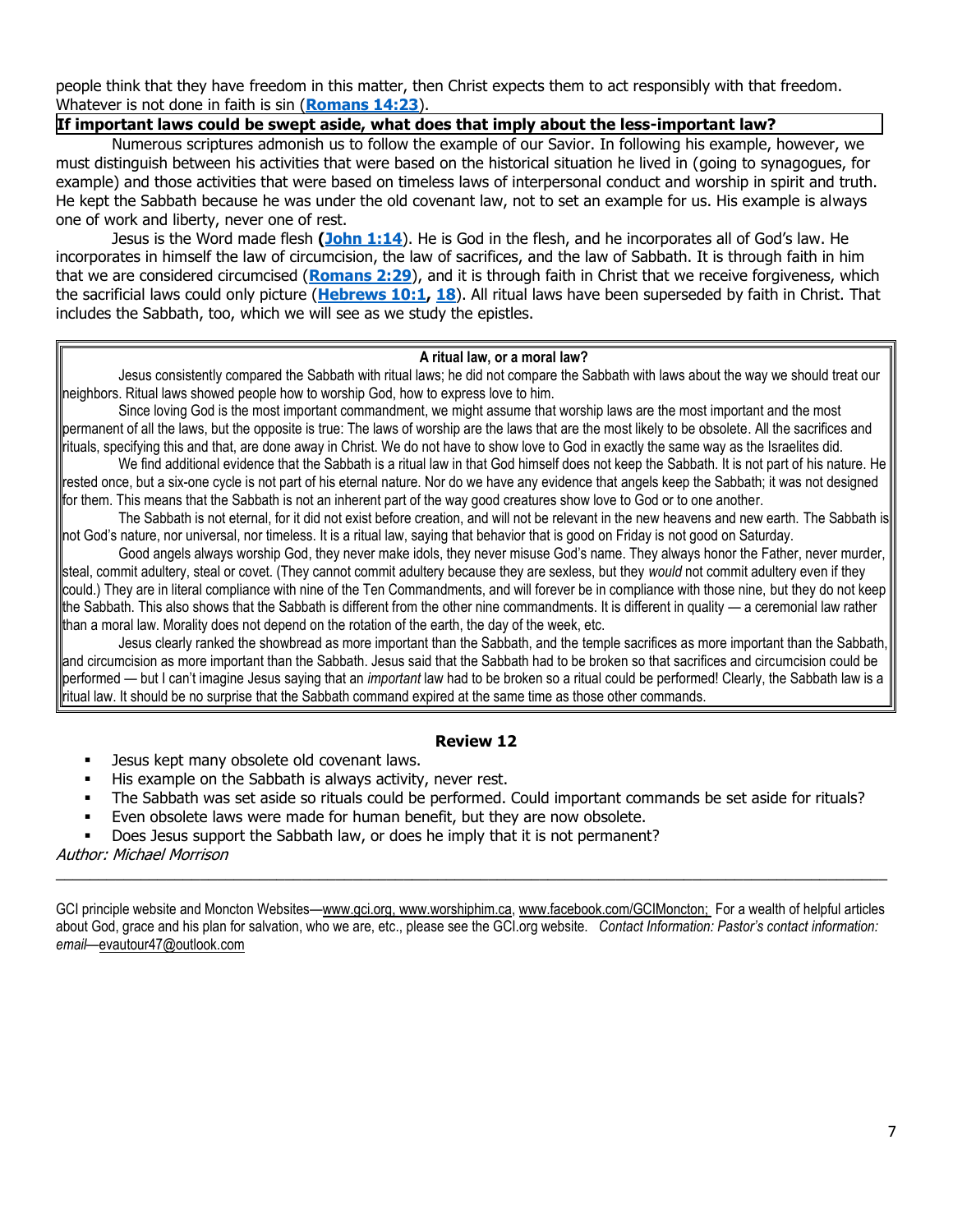people think that they have freedom in this matter, then Christ expects them to act responsibly with that freedom. Whatever is not done in faith is sin (**[Romans 14:23](#)**).

**If important laws could be swept aside, what does that imply about the less-important law?**

Numerous scriptures admonish us to follow the example of our Savior. In following his example, however, we must distinguish between his activities that were based on the historical situation he lived in (going to synagogues, for example) and those activities that were based on timeless laws of interpersonal conduct and worship in spirit and truth. He kept the Sabbath because he was under the old covenant law, not to set an example for us. His example is always one of work and liberty, never one of rest.

Jesus is the Word made flesh **(**[**John 1:14**](#)). He is God in the flesh, and he incorporates all of God's law. He incorporates in himself the law of circumcision, the law of sacrifices, and the law of Sabbath. It is through faith in him that we are considered circumcised (**[Romans 2:29](#)**), and it is through faith in Christ that we receive forgiveness, which the sacrificial laws could only picture (**[Hebrews 10:1](#), [18](#)**). All ritual laws have been superseded by faith in Christ. That includes the Sabbath, too, which we will see as we study the epistles.

**A ritual law, or a moral law?**

Jesus consistently compared the Sabbath with ritual laws; he did not compare the Sabbath with laws about the way we should treat our neighbors. Ritual laws showed people how to worship God, how to express love to him.

Since loving God is the most important commandment, we might assume that worship laws are the most important and the most permanent of all the laws, but the opposite is true: The laws of worship are the laws that are the most likely to be obsolete. All the sacrifices and rituals, specifying this and that, are done away in Christ. We do not have to show love to God in exactly the same way as the Israelites did.

We find additional evidence that the Sabbath is a ritual law in that God himself does not keep the Sabbath. It is not part of his nature. He rested once, but a six-one cycle is not part of his eternal nature. Nor do we have any evidence that angels keep the Sabbath; it was not designed for them. This means that the Sabbath is not an inherent part of the way good creatures show love to God or to one another.

The Sabbath is not eternal, for it did not exist before creation, and will not be relevant in the new heavens and new earth. The Sabbath is not God's nature, nor universal, nor timeless. It is a ritual law, saying that behavior that is good on Friday is not good on Saturday.

Good angels always worship God, they never make idols, they never misuse God's name. They always honor the Father, never murder, steal, commit adultery, steal or covet. (They cannot commit adultery because they are sexless, but they *would* not commit adultery even if they could.) They are in literal compliance with nine of the Ten Commandments, and will forever be in compliance with those nine, but they do not keep the Sabbath. This also shows that the Sabbath is different from the other nine commandments. It is different in quality — a ceremonial law rather than a moral law. Morality does not depend on the rotation of the earth, the day of the week, etc.

Jesus clearly ranked the showbread as more important than the Sabbath, and the temple sacrifices as more important than the Sabbath, and circumcision as more important than the Sabbath. Jesus said that the Sabbath had to be broken so that sacrifices and circumcision could be performed — but I can't imagine Jesus saying that an *important* law had to be broken so a ritual could be performed! Clearly, the Sabbath law is a ritual law. It should be no surprise that the Sabbath command expired at the same time as those other commands.

**Review 12**

- Jesus kept many obsolete old covenant laws.
- His example on the Sabbath is always activity, never rest.
- The Sabbath was set aside so rituals could be performed. Could important commands be set aside for rituals?
- Even obsolete laws were made for human benefit, but they are now obsolete.
- Does Jesus support the Sabbath law, or does he imply that it is not permanent?

*Author: Michael Morrison*

---

GCI principle website and Moncton Websites—www.gci.org, www.worshiphim.ca, www.facebook.com/GCIMoncton; For a wealth of helpful articles about God, grace and his plan for salvation, who we are, etc., please see the GCI.org website. *Contact Information: Pastor's contact information: email*—evautour47@outlook.com